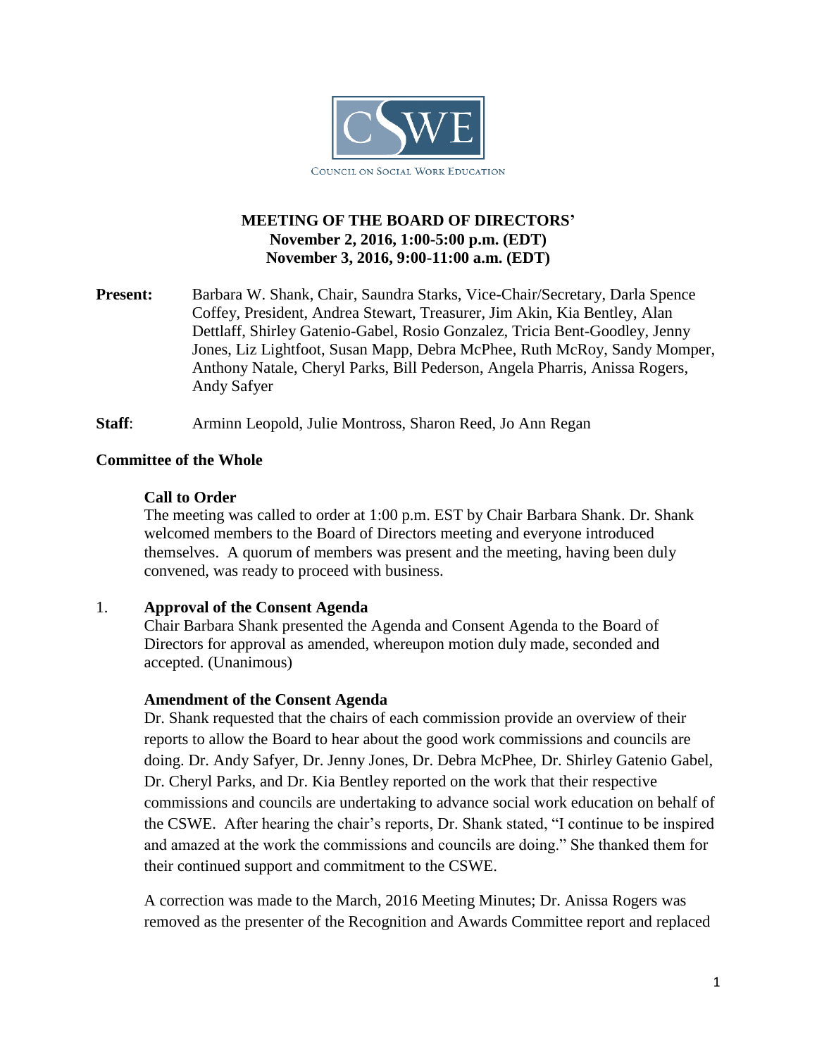COUNCIL ON SOCIAL WORK EDUCATION

# MEETING OF THE BOARD OF DIRECTORS'
**November 2, 2016, 1:00-5:00 p.m. (EDT)**
**November 3, 2016, 9:00-11:00 a.m. (EDT)**

**Present:** Barbara W. Shank, Chair, Saundra Starks, Vice-Chair/Secretary, Darla Spence Coffey, President, Andrea Stewart, Treasurer, Jim Akin, Kia Bentley, Alan Dettlaff, Shirley Gatenio-Gabel, Rosio Gonzalez, Tricia Bent-Goodley, Jenny Jones, Liz Lightfoot, Susan Mapp, Debra McPhee, Ruth McRoy, Sandy Momper, Anthony Natale, Cheryl Parks, Bill Pederson, Angela Pharris, Anissa Rogers, Andy Safyer

**Staff**: Arminn Leopold, Julie Montross, Sharon Reed, Jo Ann Regan

## Committee of the Whole

### Call to Order

The meeting was called to order at 1:00 p.m. EST by Chair Barbara Shank. Dr. Shank welcomed members to the Board of Directors meeting and everyone introduced themselves. A quorum of members was present and the meeting, having been duly convened, was ready to proceed with business.

1. **Approval of the Consent Agenda**

   Chair Barbara Shank presented the Agenda and Consent Agenda to the Board of Directors for approval as amended, whereupon motion duly made, seconded and accepted. (Unanimous)

   **Amendment of the Consent Agenda**

   Dr. Shank requested that the chairs of each commission provide an overview of their reports to allow the Board to hear about the good work commissions and councils are doing. Dr. Andy Safyer, Dr. Jenny Jones, Dr. Debra McPhee, Dr. Shirley Gatenio Gabel, Dr. Cheryl Parks, and Dr. Kia Bentley reported on the work that their respective commissions and councils are undertaking to advance social work education on behalf of the CSWE. After hearing the chair's reports, Dr. Shank stated, "I continue to be inspired and amazed at the work the commissions and councils are doing." She thanked them for their continued support and commitment to the CSWE.

   A correction was made to the March, 2016 Meeting Minutes; Dr. Anissa Rogers was removed as the presenter of the Recognition and Awards Committee report and replaced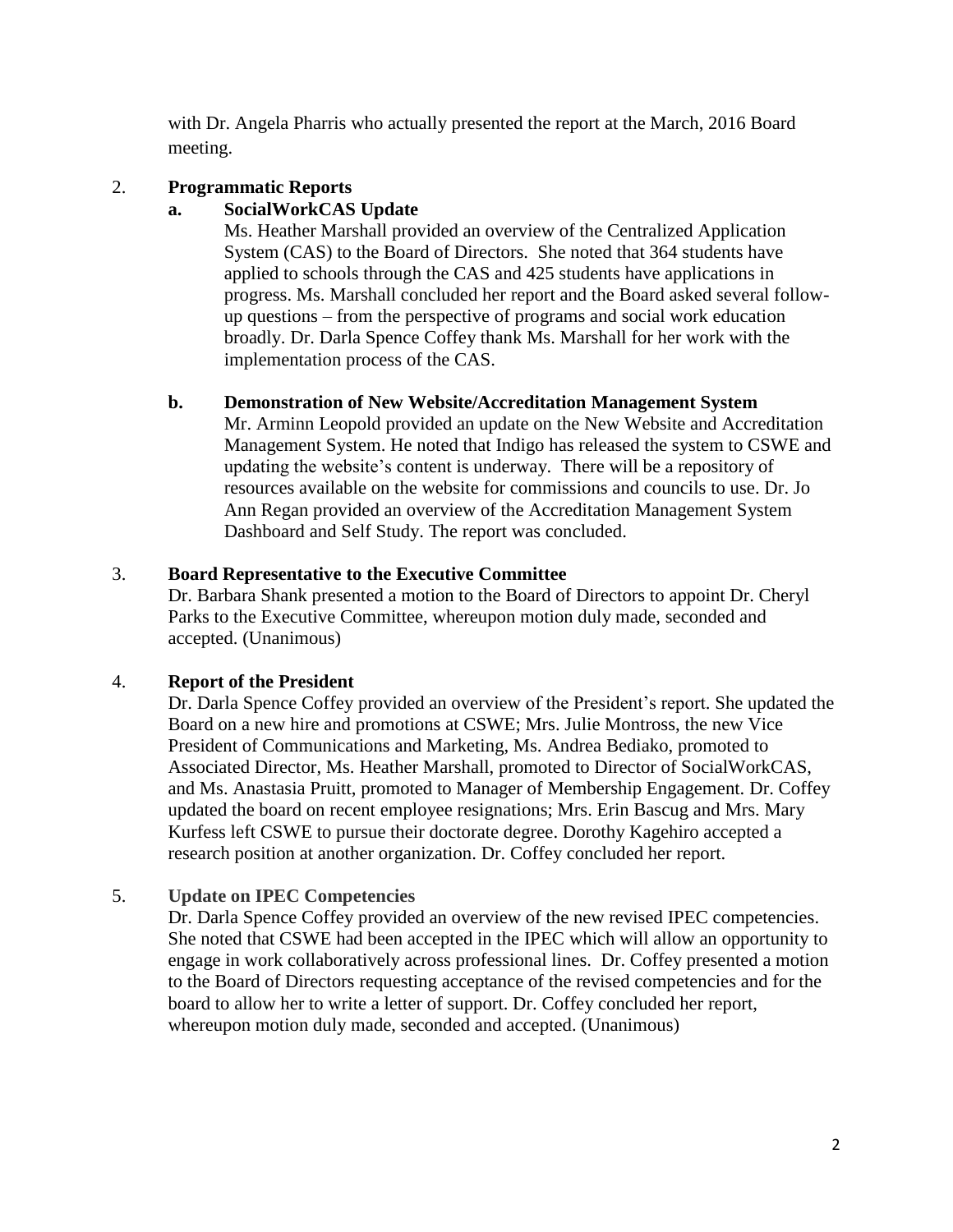with Dr. Angela Pharris who actually presented the report at the March, 2016 Board meeting.

2. **Programmatic Reports**

   **a. SocialWorkCAS Update**

   Ms. Heather Marshall provided an overview of the Centralized Application System (CAS) to the Board of Directors. She noted that 364 students have applied to schools through the CAS and 425 students have applications in progress. Ms. Marshall concluded her report and the Board asked several follow-up questions – from the perspective of programs and social work education broadly. Dr. Darla Spence Coffey thank Ms. Marshall for her work with the implementation process of the CAS.

   **b. Demonstration of New Website/Accreditation Management System**

   Mr. Arminn Leopold provided an update on the New Website and Accreditation Management System. He noted that Indigo has released the system to CSWE and updating the website's content is underway. There will be a repository of resources available on the website for commissions and councils to use. Dr. Jo Ann Regan provided an overview of the Accreditation Management System Dashboard and Self Study. The report was concluded.

3. **Board Representative to the Executive Committee**

   Dr. Barbara Shank presented a motion to the Board of Directors to appoint Dr. Cheryl Parks to the Executive Committee, whereupon motion duly made, seconded and accepted. (Unanimous)

4. **Report of the President**

   Dr. Darla Spence Coffey provided an overview of the President's report. She updated the Board on a new hire and promotions at CSWE; Mrs. Julie Montross, the new Vice President of Communications and Marketing, Ms. Andrea Bediako, promoted to Associated Director, Ms. Heather Marshall, promoted to Director of SocialWorkCAS, and Ms. Anastasia Pruitt, promoted to Manager of Membership Engagement. Dr. Coffey updated the board on recent employee resignations; Mrs. Erin Bascug and Mrs. Mary Kurfess left CSWE to pursue their doctorate degree. Dorothy Kagehiro accepted a research position at another organization. Dr. Coffey concluded her report.

5. **Update on IPEC Competencies**

   Dr. Darla Spence Coffey provided an overview of the new revised IPEC competencies. She noted that CSWE had been accepted in the IPEC which will allow an opportunity to engage in work collaboratively across professional lines. Dr. Coffey presented a motion to the Board of Directors requesting acceptance of the revised competencies and for the board to allow her to write a letter of support. Dr. Coffey concluded her report, whereupon motion duly made, seconded and accepted. (Unanimous)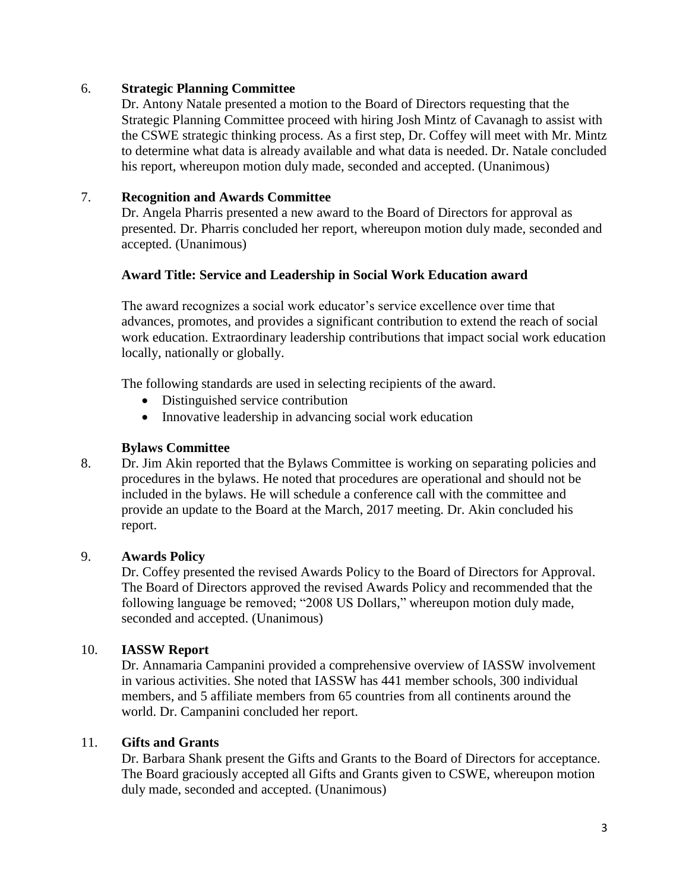6. **Strategic Planning Committee**

   Dr. Antony Natale presented a motion to the Board of Directors requesting that the Strategic Planning Committee proceed with hiring Josh Mintz of Cavanagh to assist with the CSWE strategic thinking process. As a first step, Dr. Coffey will meet with Mr. Mintz to determine what data is already available and what data is needed. Dr. Natale concluded his report, whereupon motion duly made, seconded and accepted. (Unanimous)

7. **Recognition and Awards Committee**

   Dr. Angela Pharris presented a new award to the Board of Directors for approval as presented. Dr. Pharris concluded her report, whereupon motion duly made, seconded and accepted. (Unanimous)

   **Award Title: Service and Leadership in Social Work Education award**

   The award recognizes a social work educator's service excellence over time that advances, promotes, and provides a significant contribution to extend the reach of social work education. Extraordinary leadership contributions that impact social work education locally, nationally or globally.

   The following standards are used in selecting recipients of the award.

   - Distinguished service contribution
   - Innovative leadership in advancing social work education

   **Bylaws Committee**

8. Dr. Jim Akin reported that the Bylaws Committee is working on separating policies and procedures in the bylaws. He noted that procedures are operational and should not be included in the bylaws. He will schedule a conference call with the committee and provide an update to the Board at the March, 2017 meeting. Dr. Akin concluded his report.

9. **Awards Policy**

   Dr. Coffey presented the revised Awards Policy to the Board of Directors for Approval. The Board of Directors approved the revised Awards Policy and recommended that the following language be removed; "2008 US Dollars," whereupon motion duly made, seconded and accepted. (Unanimous)

10. **IASSW Report**

    Dr. Annamaria Campanini provided a comprehensive overview of IASSW involvement in various activities. She noted that IASSW has 441 member schools, 300 individual members, and 5 affiliate members from 65 countries from all continents around the world. Dr. Campanini concluded her report.

11. **Gifts and Grants**

    Dr. Barbara Shank present the Gifts and Grants to the Board of Directors for acceptance. The Board graciously accepted all Gifts and Grants given to CSWE, whereupon motion duly made, seconded and accepted. (Unanimous)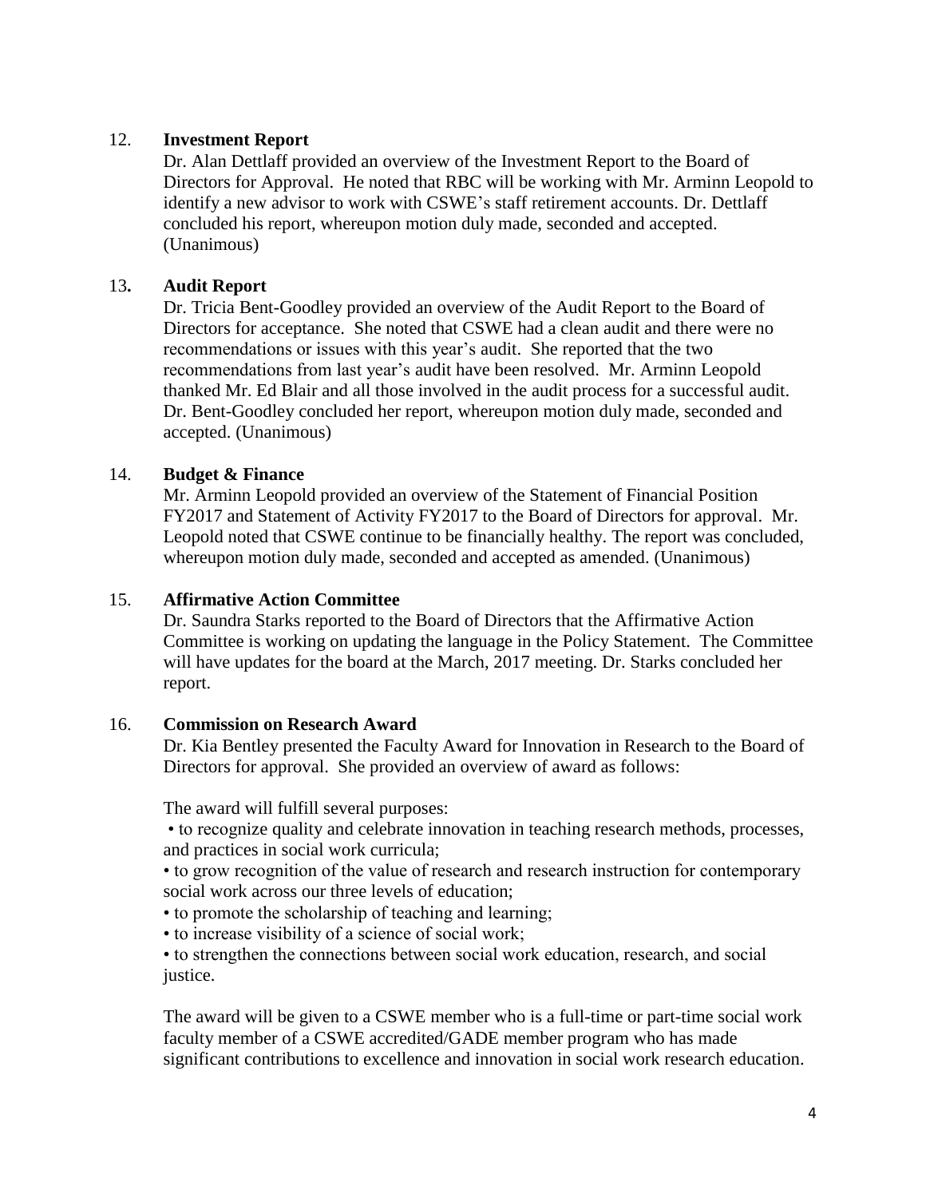12. **Investment Report**

Dr. Alan Dettlaff provided an overview of the Investment Report to the Board of Directors for Approval. He noted that RBC will be working with Mr. Arminn Leopold to identify a new advisor to work with CSWE's staff retirement accounts. Dr. Dettlaff concluded his report, whereupon motion duly made, seconded and accepted. (Unanimous)

13. **Audit Report**

Dr. Tricia Bent-Goodley provided an overview of the Audit Report to the Board of Directors for acceptance. She noted that CSWE had a clean audit and there were no recommendations or issues with this year's audit. She reported that the two recommendations from last year's audit have been resolved. Mr. Arminn Leopold thanked Mr. Ed Blair and all those involved in the audit process for a successful audit. Dr. Bent-Goodley concluded her report, whereupon motion duly made, seconded and accepted. (Unanimous)

14. **Budget & Finance**

Mr. Arminn Leopold provided an overview of the Statement of Financial Position FY2017 and Statement of Activity FY2017 to the Board of Directors for approval. Mr. Leopold noted that CSWE continue to be financially healthy. The report was concluded, whereupon motion duly made, seconded and accepted as amended. (Unanimous)

15. **Affirmative Action Committee**

Dr. Saundra Starks reported to the Board of Directors that the Affirmative Action Committee is working on updating the language in the Policy Statement. The Committee will have updates for the board at the March, 2017 meeting. Dr. Starks concluded her report.

16. **Commission on Research Award**

Dr. Kia Bentley presented the Faculty Award for Innovation in Research to the Board of Directors for approval. She provided an overview of award as follows:

The award will fulfill several purposes:

- to recognize quality and celebrate innovation in teaching research methods, processes, and practices in social work curricula;
- to grow recognition of the value of research and research instruction for contemporary social work across our three levels of education;
- to promote the scholarship of teaching and learning;
- to increase visibility of a science of social work;
- to strengthen the connections between social work education, research, and social justice.

The award will be given to a CSWE member who is a full-time or part-time social work faculty member of a CSWE accredited/GADE member program who has made significant contributions to excellence and innovation in social work research education.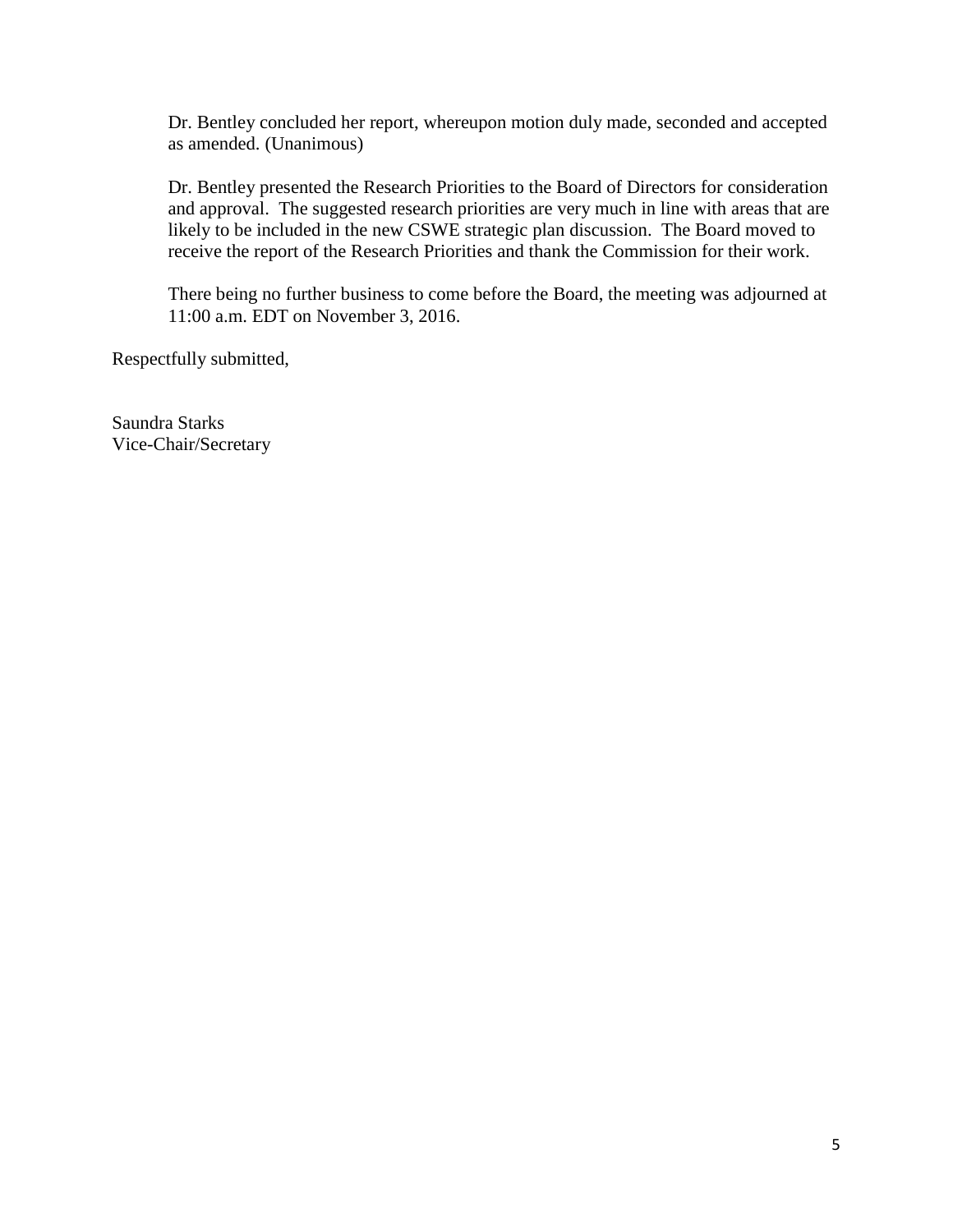Dr. Bentley concluded her report, whereupon motion duly made, seconded and accepted as amended. (Unanimous)

Dr. Bentley presented the Research Priorities to the Board of Directors for consideration and approval. The suggested research priorities are very much in line with areas that are likely to be included in the new CSWE strategic plan discussion. The Board moved to receive the report of the Research Priorities and thank the Commission for their work.

There being no further business to come before the Board, the meeting was adjourned at 11:00 a.m. EDT on November 3, 2016.

Respectfully submitted,

Saundra Starks  
Vice-Chair/Secretary